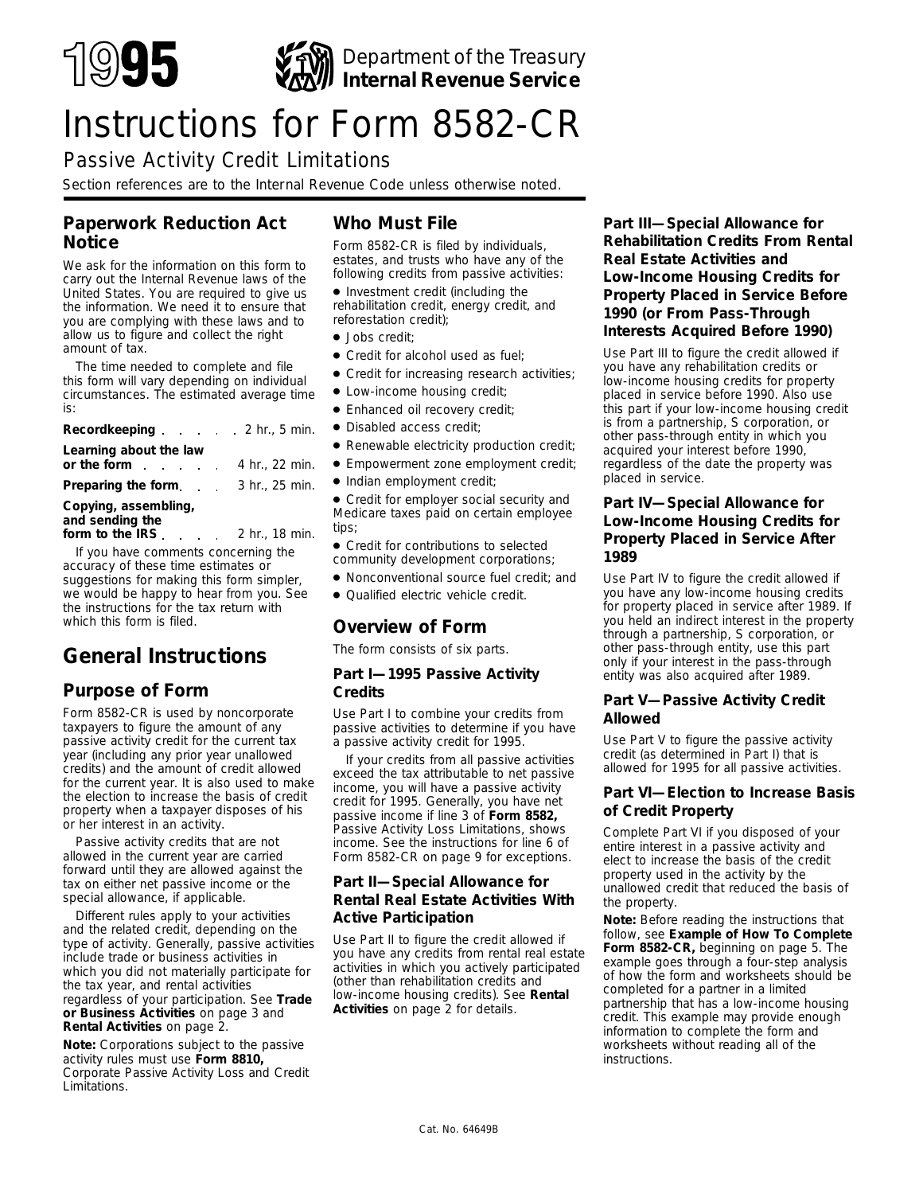# 1995 Instructions for Form 8582-CR

Department of the Treasury
**Internal Revenue Service**

## Passive Activity Credit Limitations

Section references are to the Internal Revenue Code unless otherwise noted.

## Paperwork Reduction Act Notice

We ask for the information on this form to carry out the Internal Revenue laws of the United States. You are required to give us the information. We need it to ensure that you are complying with these laws and to allow us to figure and collect the right amount of tax.

The time needed to complete and file this form will vary depending on individual circumstances. The estimated average time is:

| | |
|---|---|
| **Recordkeeping** | 2 hr., 5 min. |
| **Learning about the law or the form** | 4 hr., 22 min. |
| **Preparing the form** | 3 hr., 25 min. |
| **Copying, assembling, and sending the form to the IRS** | 2 hr., 18 min. |

If you have comments concerning the accuracy of these time estimates or suggestions for making this form simpler, we would be happy to hear from you. See the instructions for the tax return with which this form is filed.

# General Instructions

## Purpose of Form

Form 8582-CR is used by noncorporate taxpayers to figure the amount of any passive activity credit for the current tax year (including any prior year unallowed credits) and the amount of credit allowed for the current year. It is also used to make the election to increase the basis of credit property when a taxpayer disposes of his or her interest in an activity.

Passive activity credits that are not allowed in the current year are carried forward until they are allowed against the tax on either net passive income or the special allowance, if applicable.

Different rules apply to your activities and the related credit, depending on the type of activity. Generally, passive activities include trade or business activities in which you did not materially participate for the tax year, and rental activities regardless of your participation. See **Trade or Business Activities** on page 3 and **Rental Activities** on page 2.

**Note:** Corporations subject to the passive activity rules must use **Form 8810,** Corporate Passive Activity Loss and Credit Limitations.

## Who Must File

Form 8582-CR is filed by individuals, estates, and trusts who have any of the following credits from passive activities:

- Investment credit (including the rehabilitation credit, energy credit, and reforestation credit);
- Jobs credit;
- Credit for alcohol used as fuel;
- Credit for increasing research activities;
- Low-income housing credit;
- Enhanced oil recovery credit;
- Disabled access credit;
- Renewable electricity production credit;
- Empowerment zone employment credit;
- Indian employment credit;
- Credit for employer social security and Medicare taxes paid on certain employee tips;
- Credit for contributions to selected community development corporations;
- Nonconventional source fuel credit; and
- Qualified electric vehicle credit.

## Overview of Form

The form consists of six parts.

### Part I—1995 Passive Activity Credits

Use Part I to combine your credits from passive activities to determine if you have a passive activity credit for 1995.

If your credits from all passive activities exceed the tax attributable to net passive income, you will have a passive activity credit for 1995. Generally, you have net passive income if line 3 of **Form 8582,** Passive Activity Loss Limitations, shows income. See the instructions for line 6 of Form 8582-CR on page 9 for exceptions.

### Part II—Special Allowance for Rental Real Estate Activities With Active Participation

Use Part II to figure the credit allowed if you have any credits from rental real estate activities in which you actively participated (other than rehabilitation credits and low-income housing credits). See **Rental Activities** on page 2 for details.

### Part III—Special Allowance for Rehabilitation Credits From Rental Real Estate Activities and Low-Income Housing Credits for Property Placed in Service Before 1990 (or From Pass-Through Interests Acquired Before 1990)

Use Part III to figure the credit allowed if you have any rehabilitation credits or low-income housing credits for property placed in service before 1990. Also use this part if your low-income housing credit is from a partnership, S corporation, or other pass-through entity in which you acquired your interest before 1990, regardless of the date the property was placed in service.

### Part IV—Special Allowance for Low-Income Housing Credits for Property Placed in Service After 1989

Use Part IV to figure the credit allowed if you have any low-income housing credits for property placed in service after 1989. If you held an indirect interest in the property through a partnership, S corporation, or other pass-through entity, use this part only if your interest in the pass-through entity was also acquired after 1989.

### Part V—Passive Activity Credit Allowed

Use Part V to figure the passive activity credit (as determined in Part I) that is allowed for 1995 for all passive activities.

### Part VI—Election to Increase Basis of Credit Property

Complete Part VI if you disposed of your entire interest in a passive activity and elect to increase the basis of the credit property used in the activity by the unallowed credit that reduced the basis of the property.

**Note:** Before reading the instructions that follow, see **Example of How To Complete Form 8582-CR,** beginning on page 5. The example goes through a four-step analysis of how the form and worksheets should be completed for a partner in a limited partnership that has a low-income housing credit. This example may provide enough information to complete the form and worksheets without reading all of the instructions.

Cat. No. 64649B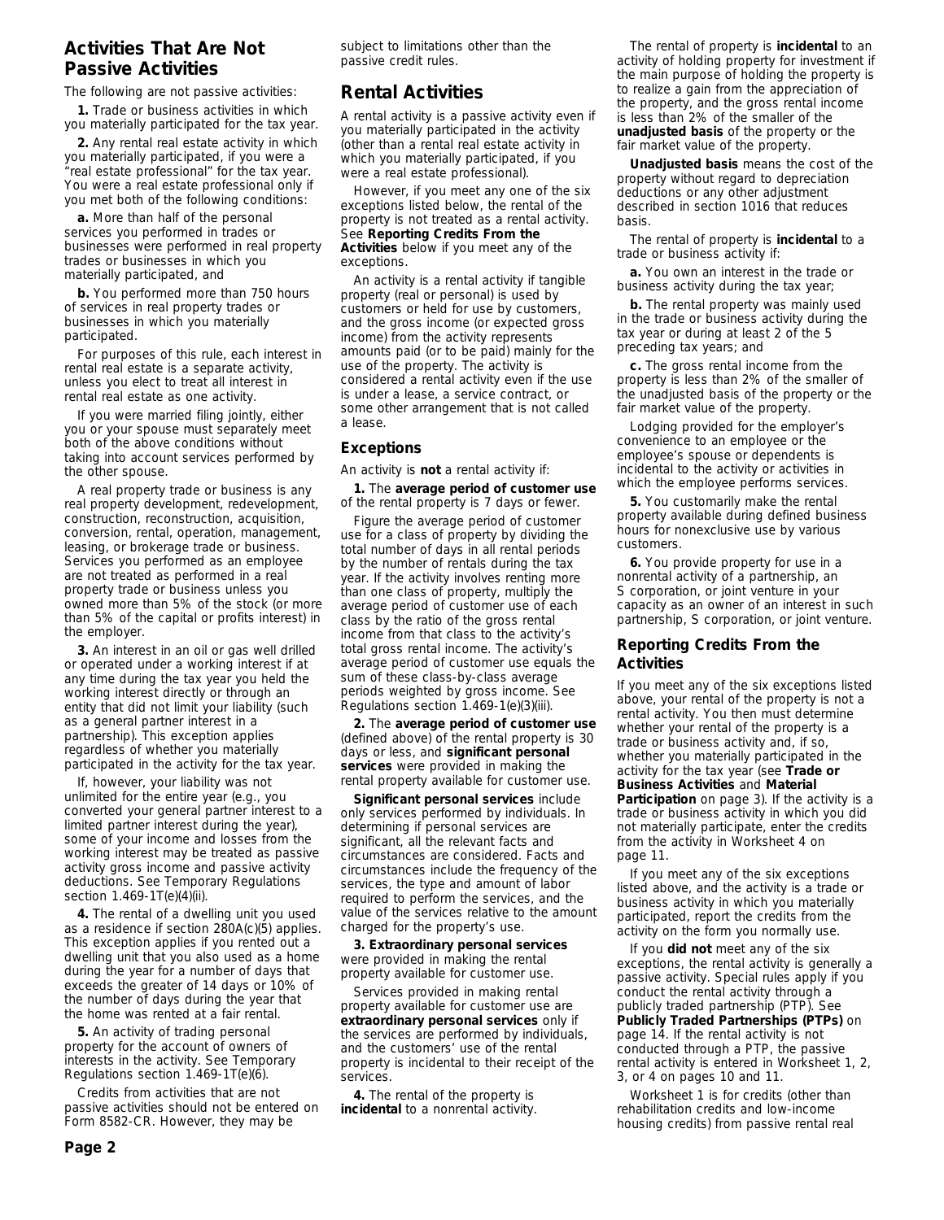## Activities That Are Not Passive Activities

The following are not passive activities:

**1.** Trade or business activities in which you materially participated for the tax year.

**2.** Any rental real estate activity in which you materially participated, if you were a "real estate professional" for the tax year. You were a real estate professional only if you met both of the following conditions:

**a.** More than half of the personal services you performed in trades or businesses were performed in real property trades or businesses in which you materially participated, and

**b.** You performed more than 750 hours of services in real property trades or businesses in which you materially participated.

For purposes of this rule, each interest in rental real estate is a separate activity, unless you elect to treat all interest in rental real estate as one activity.

If you were married filing jointly, either you or your spouse must separately meet both of the above conditions without taking into account services performed by the other spouse.

A real property trade or business is any real property development, redevelopment, construction, reconstruction, acquisition, conversion, rental, operation, management, leasing, or brokerage trade or business. Services you performed as an employee are not treated as performed in a real property trade or business unless you owned more than 5% of the stock (or more than 5% of the capital or profits interest) in the employer.

**3.** An interest in an oil or gas well drilled or operated under a working interest if at any time during the tax year you held the working interest directly or through an entity that did not limit your liability (such as a general partner interest in a partnership). This exception applies regardless of whether you materially participated in the activity for the tax year.

If, however, your liability was not unlimited for the entire year (e.g., you converted your general partner interest to a limited partner interest during the year), some of your income and losses from the working interest may be treated as passive activity gross income and passive activity deductions. See Temporary Regulations section 1.469-1T(e)(4)(ii).

**4.** The rental of a dwelling unit you used as a residence if section 280A(c)(5) applies. This exception applies if you rented out a dwelling unit that you also used as a home during the year for a number of days that exceeds the greater of 14 days or 10% of the number of days during the year that the home was rented at a fair rental.

**5.** An activity of trading personal property for the account of owners of interests in the activity. See Temporary Regulations section 1.469-1T(e)(6).

Credits from activities that are not passive activities should not be entered on Form 8582-CR. However, they may be subject to limitations other than the passive credit rules.

## Rental Activities

A rental activity is a passive activity even if you materially participated in the activity (other than a rental real estate activity in which you materially participated, if you were a real estate professional).

However, if you meet any of the six exceptions listed below, the rental of the property is not treated as a rental activity. See **Reporting Credits From the Activities** below if you meet any of the exceptions.

An activity is a rental activity if tangible property (real or personal) is used by customers or held for use by customers, and the gross income (or expected gross income) from the activity represents amounts paid (or to be paid) mainly for the use of the property. The activity is considered a rental activity even if the use is under a lease, a service contract, or some other arrangement that is not called a lease.

### Exceptions

An activity is **not** a rental activity if:

**1.** The **average period of customer use** of the rental property is 7 days or fewer.

Figure the average period of customer use for a class of property by dividing the total number of days in all rental periods by the number of rentals during the tax year. If the activity involves renting more than one class of property, multiply the average period of customer use of each class by the ratio of the gross rental income from that class to the activity's total gross rental income. The activity's average period of customer use equals the sum of these class-by-class average periods weighted by gross income. See Regulations section 1.469-1(e)(3)(iii).

**2.** The **average period of customer use** (defined above) of the rental property is 30 days or less, and **significant personal services** were provided in making the rental property available for customer use.

**Significant personal services** include only services performed by individuals. In determining if personal services are significant, all the relevant facts and circumstances are considered. Facts and circumstances include the frequency of the services, the type and amount of labor required to perform the services, and the value of the services relative to the amount charged for the property's use.

**3. Extraordinary personal services** were provided in making the rental property available for customer use.

Services provided in making rental property available for customer use are **extraordinary personal services** only if the services are performed by individuals, and the customers' use of the rental property is incidental to their receipt of the services.

**4.** The rental of the property is **incidental** to a nonrental activity.

The rental of property is **incidental** to an activity of holding property for investment if the main purpose of holding the property is to realize a gain from the appreciation of the property, and the gross rental income is less than 2% of the smaller of the **unadjusted basis** of the property or the fair market value of the property.

**Unadjusted basis** means the cost of the property without regard to depreciation deductions or any other adjustment described in section 1016 that reduces basis.

The rental of property is **incidental** to a trade or business activity if:

**a.** You own an interest in the trade or business activity during the tax year;

**b.** The rental property was mainly used in the trade or business activity during the tax year or during at least 2 of the 5 preceding tax years; and

**c.** The gross rental income from the property is less than 2% of the smaller of the unadjusted basis of the property or the fair market value of the property.

Lodging provided for the employer's convenience to an employee or the employee's spouse or dependents is incidental to the activity or activities in which the employee performs services.

**5.** You customarily make the rental property available during defined business hours for nonexclusive use by various customers.

**6.** You provide property for use in a nonrental activity of a partnership, an S corporation, or joint venture in your capacity as an owner of an interest in such partnership, S corporation, or joint venture.

### Reporting Credits From the Activities

If you meet any of the six exceptions listed above, your rental of the property is not a rental activity. You then must determine whether your rental of the property is a trade or business activity and, if so, whether you materially participated in the activity for the tax year (see **Trade or Business Activities** and **Material Participation** on page 3). If the activity is a trade or business activity in which you did not materially participate, enter the credits from the activity in Worksheet 4 on page 11.

If you meet any of the six exceptions listed above, and the activity is a trade or business activity in which you materially participated, report the credits from the activity on the form you normally use.

If you **did not** meet any of the six exceptions, the rental activity is generally a passive activity. Special rules apply if you conduct the rental activity through a publicly traded partnership (PTP). See **Publicly Traded Partnerships (PTPs)** on page 14. If the rental activity is not conducted through a PTP, the passive rental activity is entered in Worksheet 1, 2, 3, or 4 on pages 10 and 11.

Worksheet 1 is for credits (other than rehabilitation credits and low-income housing credits) from passive rental real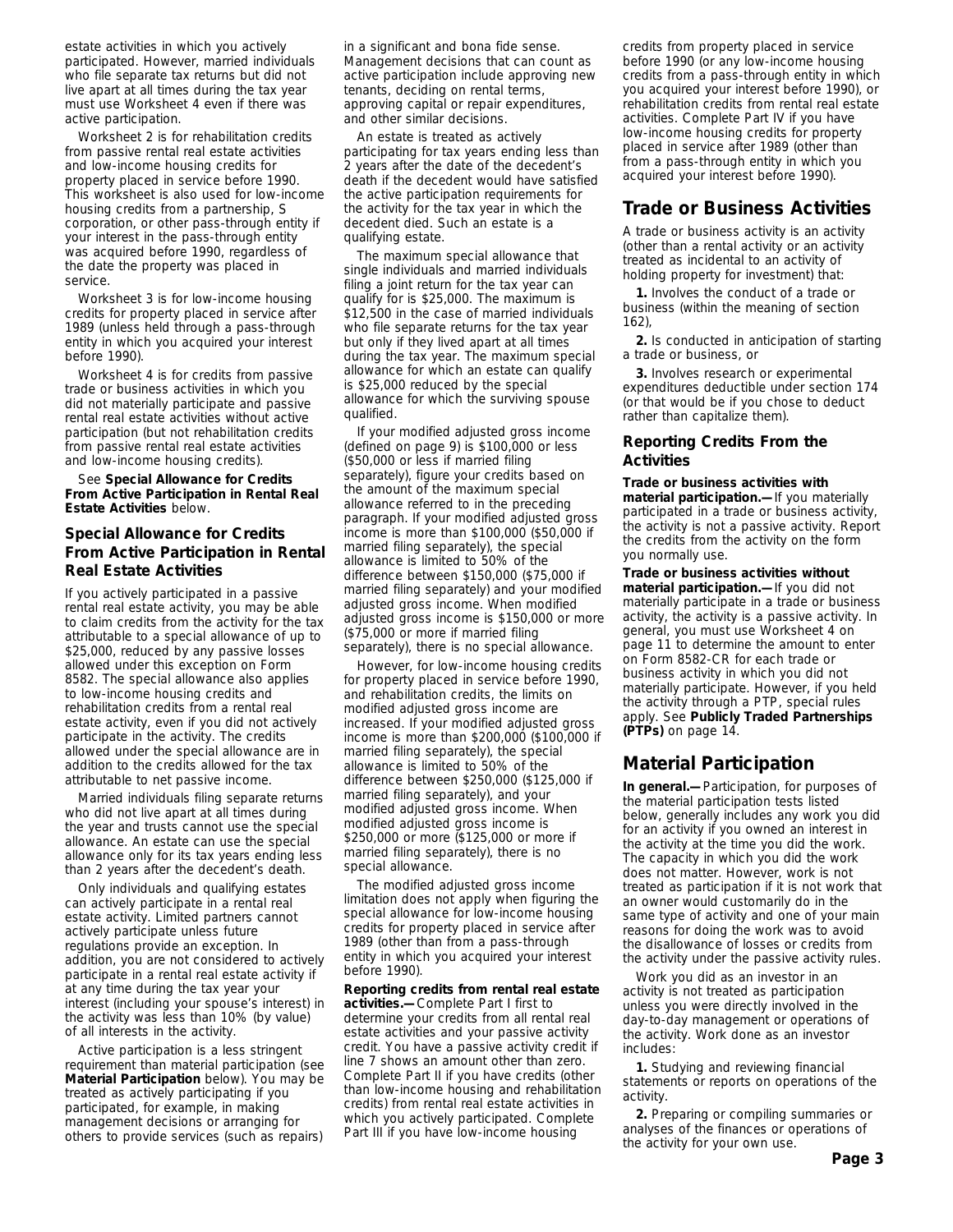estate activities in which you actively participated. However, married individuals who file separate tax returns but did not live apart at all times during the tax year must use Worksheet 4 even if there was active participation.

Worksheet 2 is for rehabilitation credits from passive rental real estate activities and low-income housing credits for property placed in service before 1990. This worksheet is also used for low-income housing credits from a partnership, S corporation, or other pass-through entity if your interest in the pass-through entity was acquired before 1990, regardless of the date the property was placed in service.

Worksheet 3 is for low-income housing credits for property placed in service after 1989 (unless held through a pass-through entity in which you acquired your interest before 1990).

Worksheet 4 is for credits from passive trade or business activities in which you did not materially participate and passive rental real estate activities without active participation (but not rehabilitation credits from passive rental real estate activities and low-income housing credits).

See **Special Allowance for Credits From Active Participation in Rental Real Estate Activities** below.

### Special Allowance for Credits From Active Participation in Rental Real Estate Activities

If you actively participated in a passive rental real estate activity, you may be able to claim credits from the activity for the tax attributable to a special allowance of up to $25,000, reduced by any passive losses allowed under this exception on Form 8582. The special allowance also applies to low-income housing credits and rehabilitation credits from a rental real estate activity, even if you did not actively participate in the activity. The credits allowed under the special allowance are in addition to the credits allowed for the tax attributable to net passive income.

Married individuals filing separate returns who did not live apart at all times during the year and trusts cannot use the special allowance. An estate can use the special allowance only for its tax years ending less than 2 years after the decedent's death.

Only individuals and qualifying estates can actively participate in a rental real estate activity. Limited partners cannot actively participate unless future regulations provide an exception. In addition, you are not considered to actively participate in a rental real estate activity if at any time during the tax year your interest (including your spouse's interest) in the activity was less than 10% (by value) of all interests in the activity.

Active participation is a less stringent requirement than material participation (see **Material Participation** below). You may be treated as actively participating if you participated, for example, in making management decisions or arranging for others to provide services (such as repairs) in a significant and bona fide sense. Management decisions that can count as active participation include approving new tenants, deciding on rental terms, approving capital or repair expenditures, and other similar decisions.

An estate is treated as actively participating for tax years ending less than 2 years after the date of the decedent's death if the decedent would have satisfied the active participation requirements for the activity for the tax year in which the decedent died. Such an estate is a qualifying estate.

The maximum special allowance that single individuals and married individuals filing a joint return for the tax year can qualify for is $25,000. The maximum is $12,500 in the case of married individuals who file separate returns for the tax year but only if they lived apart at all times during the tax year. The maximum special allowance for which an estate can qualify is $25,000 reduced by the special allowance for which the surviving spouse qualified.

If your modified adjusted gross income (defined on page 9) is $100,000 or less ($50,000 or less if married filing separately), figure your credits based on the amount of the maximum special allowance referred to in the preceding paragraph. If your modified adjusted gross income is more than $100,000 ($50,000 if married filing separately), the special allowance is limited to 50% of the difference between $150,000 ($75,000 if married filing separately) and your modified adjusted gross income. When modified adjusted gross income is $150,000 or more ($75,000 or more if married filing separately), there is no special allowance.

However, for low-income housing credits for property placed in service before 1990, and rehabilitation credits, the limits on modified adjusted gross income are increased. If your modified adjusted gross income is more than $200,000 ($100,000 if married filing separately), the special allowance is limited to 50% of the difference between $250,000 ($125,000 if married filing separately), and your modified adjusted gross income. When modified adjusted gross income is $250,000 or more ($125,000 or more if married filing separately), there is no special allowance.

The modified adjusted gross income limitation does not apply when figuring the special allowance for low-income housing credits for property placed in service after 1989 (other than from a pass-through entity in which you acquired your interest before 1990).

**Reporting credits from rental real estate activities.—** Complete Part I first to determine your credits from all rental real estate activities and your passive activity credit. You have a passive activity credit if line 7 shows an amount other than zero. Complete Part II if you have credits (other than low-income housing and rehabilitation credits) from rental real estate activities in which you actively participated. Complete Part III if you have low-income housing credits from property placed in service before 1990 (or any low-income housing credits from a pass-through entity in which you acquired your interest before 1990), or rehabilitation credits from rental real estate activities. Complete Part IV if you have low-income housing credits for property placed in service after 1989 (other than from a pass-through entity in which you acquired your interest before 1990).

## Trade or Business Activities

A trade or business activity is an activity (other than a rental activity or an activity treated as incidental to an activity of holding property for investment) that:

**1.** Involves the conduct of a trade or business (within the meaning of section 162),

**2.** Is conducted in anticipation of starting a trade or business, or

**3.** Involves research or experimental expenditures deductible under section 174 (or that would be if you chose to deduct rather than capitalize them).

### Reporting Credits From the Activities

**Trade or business activities with material participation.—** If you materially participated in a trade or business activity, the activity is not a passive activity. Report the credits from the activity on the form you normally use.

**Trade or business activities without material participation.—** If you did not materially participate in a trade or business activity, the activity is a passive activity. In general, you must use Worksheet 4 on page 11 to determine the amount to enter on Form 8582-CR for each trade or business activity in which you did not materially participate. However, if you held the activity through a PTP, special rules apply. See **Publicly Traded Partnerships (PTPs)** on page 14.

## Material Participation

**In general.—** Participation, for purposes of the material participation tests listed below, generally includes any work you did for an activity if you owned an interest in the activity at the time you did the work. The capacity in which you did the work does not matter. However, work is not treated as participation if it is not work that an owner would customarily do in the same type of activity and one of your main reasons for doing the work was to avoid the disallowance of losses or credits from the activity under the passive activity rules.

Work you did as an investor in an activity is not treated as participation unless you were directly involved in the day-to-day management or operations of the activity. Work done as an investor includes:

**1.** Studying and reviewing financial statements or reports on operations of the activity.

**2.** Preparing or compiling summaries or analyses of the finances or operations of the activity for your own use.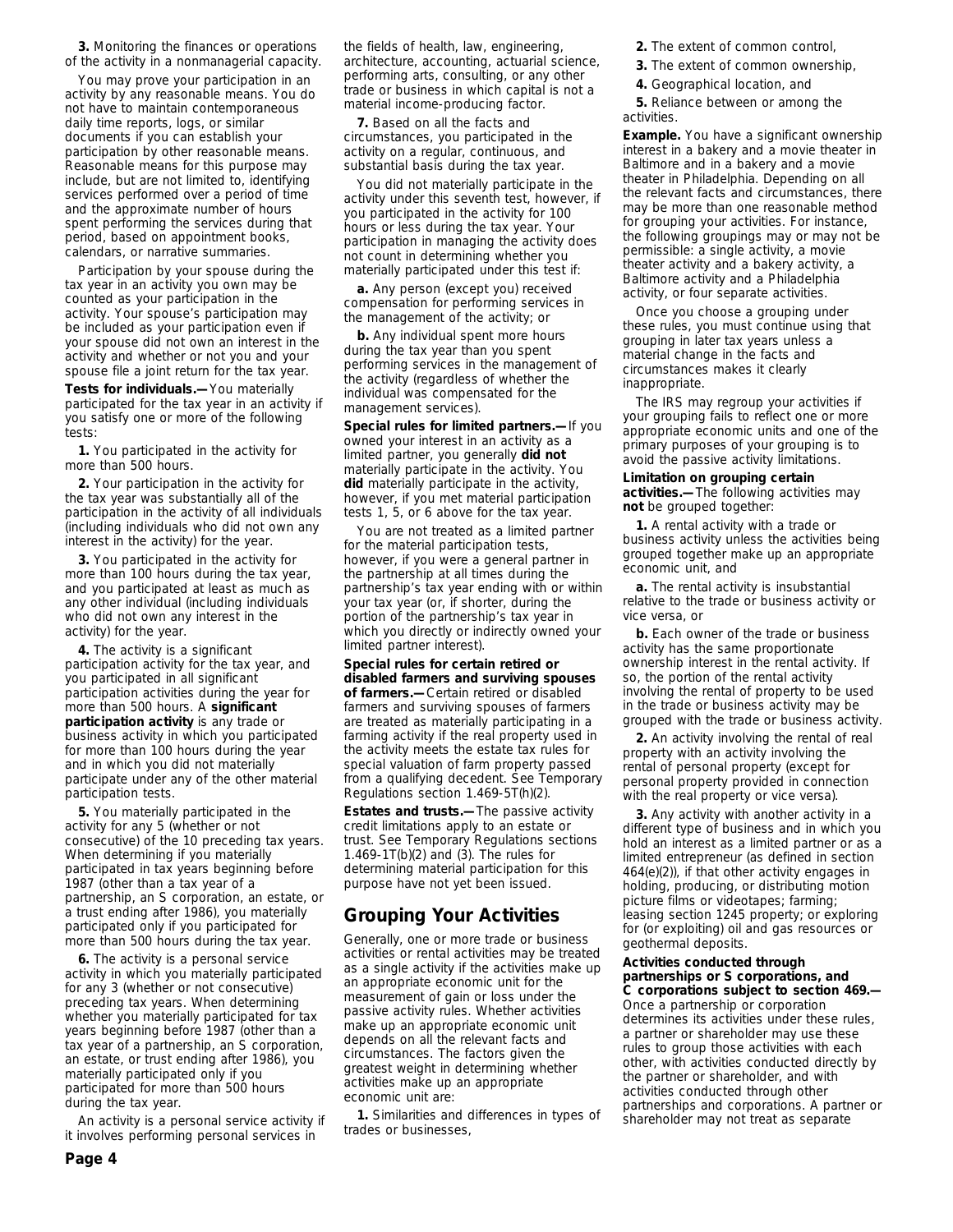**3.** Monitoring the finances or operations of the activity in a nonmanagerial capacity.

You may prove your participation in an activity by any reasonable means. You do not have to maintain contemporaneous daily time reports, logs, or similar documents if you can establish your participation by other reasonable means. Reasonable means for this purpose may include, but are not limited to, identifying services performed over a period of time and the approximate number of hours spent performing the services during that period, based on appointment books, calendars, or narrative summaries.

Participation by your spouse during the tax year in an activity you own may be counted as your participation in the activity. Your spouse's participation may be included as your participation even if your spouse did not own an interest in the activity and whether or not you and your spouse file a joint return for the tax year.

**Tests for individuals.—** You materially participated for the tax year in an activity if you satisfy one or more of the following tests:

**1.** You participated in the activity for more than 500 hours.

**2.** Your participation in the activity for the tax year was substantially all of the participation in the activity of all individuals (including individuals who did not own any interest in the activity) for the year.

**3.** You participated in the activity for more than 100 hours during the tax year, and you participated at least as much as any other individual (including individuals who did not own any interest in the activity) for the year.

**4.** The activity is a significant participation activity for the tax year, and you participated in all significant participation activities during the year for more than 500 hours. A **significant participation activity** is any trade or business activity in which you participated for more than 100 hours during the year and in which you did not materially participate under any of the other material participation tests.

**5.** You materially participated in the activity for any 5 (whether or not consecutive) of the 10 preceding tax years. When determining if you materially participated in tax years beginning before 1987 (other than a tax year of a partnership, an S corporation, an estate, or a trust ending after 1986), you materially participated only if you participated for more than 500 hours during the tax year.

**6.** The activity is a personal service activity in which you materially participated for any 3 (whether or not consecutive) preceding tax years. When determining whether you materially participated for tax years beginning before 1987 (other than a tax year of a partnership, an S corporation, an estate, or trust ending after 1986), you materially participated only if you participated for more than 500 hours during the tax year.

An activity is a personal service activity if it involves performing personal services in the fields of health, law, engineering, architecture, accounting, actuarial science, performing arts, consulting, or any other trade or business in which capital is not a material income-producing factor.

**7.** Based on all the facts and circumstances, you participated in the activity on a regular, continuous, and substantial basis during the tax year.

You did not materially participate in the activity under this seventh test, however, if you participated in the activity for 100 hours or less during the tax year. Your participation in managing the activity does not count in determining whether you materially participated under this test if:

**a.** Any person (except you) received compensation for performing services in the management of the activity; or

**b.** Any individual spent more hours during the tax year than you spent performing services in the management of the activity (regardless of whether the individual was compensated for the management services).

**Special rules for limited partners.—** If you owned your interest in an activity as a limited partner, you generally **did not** materially participate in the activity. You **did** materially participate in the activity, however, if you met material participation tests 1, 5, or 6 above for the tax year.

You are not treated as a limited partner for the material participation tests, however, if you were a general partner in the partnership at all times during the partnership's tax year ending with or within your tax year (or, if shorter, during the portion of the partnership's tax year in which you directly or indirectly owned your limited partner interest).

**Special rules for certain retired or disabled farmers and surviving spouses of farmers.—** Certain retired or disabled farmers and surviving spouses of farmers are treated as materially participating in a farming activity if the real property used in the activity meets the estate tax rules for special valuation of farm property passed from a qualifying decedent. See Temporary Regulations section 1.469-5T(h)(2).

**Estates and trusts.—** The passive activity credit limitations apply to an estate or trust. See Temporary Regulations sections 1.469-1T(b)(2) and (3). The rules for determining material participation for this purpose have not yet been issued.

## Grouping Your Activities

Generally, one or more trade or business activities or rental activities may be treated as a single activity if the activities make up an appropriate economic unit for the measurement of gain or loss under the passive activity rules. Whether activities make up an appropriate economic unit depends on all the relevant facts and circumstances. The factors given the greatest weight in determining whether activities make up an appropriate economic unit are:

**1.** Similarities and differences in types of trades or businesses,

**2.** The extent of common control,

**3.** The extent of common ownership,

**4.** Geographical location, and

**5.** Reliance between or among the activities.

**Example.** You have a significant ownership interest in a bakery and a movie theater in Baltimore and in a bakery and a movie theater in Philadelphia. Depending on all the relevant facts and circumstances, there may be more than one reasonable method for grouping your activities. For instance, the following groupings may or may not be permissible: a single activity, a movie theater activity and a bakery activity, a Baltimore activity and a Philadelphia activity, or four separate activities.

Once you choose a grouping under these rules, you must continue using that grouping in later tax years unless a material change in the facts and circumstances makes it clearly inappropriate.

The IRS may regroup your activities if your grouping fails to reflect one or more appropriate economic units and one of the primary purposes of your grouping is to avoid the passive activity limitations.

**Limitation on grouping certain activities.—** The following activities may **not** be grouped together:

**1.** A rental activity with a trade or business activity unless the activities being grouped together make up an appropriate economic unit, and

**a.** The rental activity is insubstantial relative to the trade or business activity or vice versa, or

**b.** Each owner of the trade or business activity has the same proportionate ownership interest in the rental activity. If so, the portion of the rental activity involving the rental of property to be used in the trade or business activity may be grouped with the trade or business activity.

**2.** An activity involving the rental of real property with an activity involving the rental of personal property (except for personal property provided in connection with the real property or vice versa).

**3.** Any activity with another activity in a different type of business and in which you hold an interest as a limited partner or as a limited entrepreneur (as defined in section 464(e)(2)), if that other activity engages in holding, producing, or distributing motion picture films or videotapes; farming; leasing section 1245 property; or exploring for (or exploiting) oil and gas resources or geothermal deposits.

**Activities conducted through partnerships or S corporations, and C corporations subject to section 469.—** Once a partnership or corporation determines its activities under these rules, a partner or shareholder may use these rules to group those activities with each other, with activities conducted directly by the partner or shareholder, and with activities conducted through other partnerships and corporations. A partner or shareholder may not treat as separate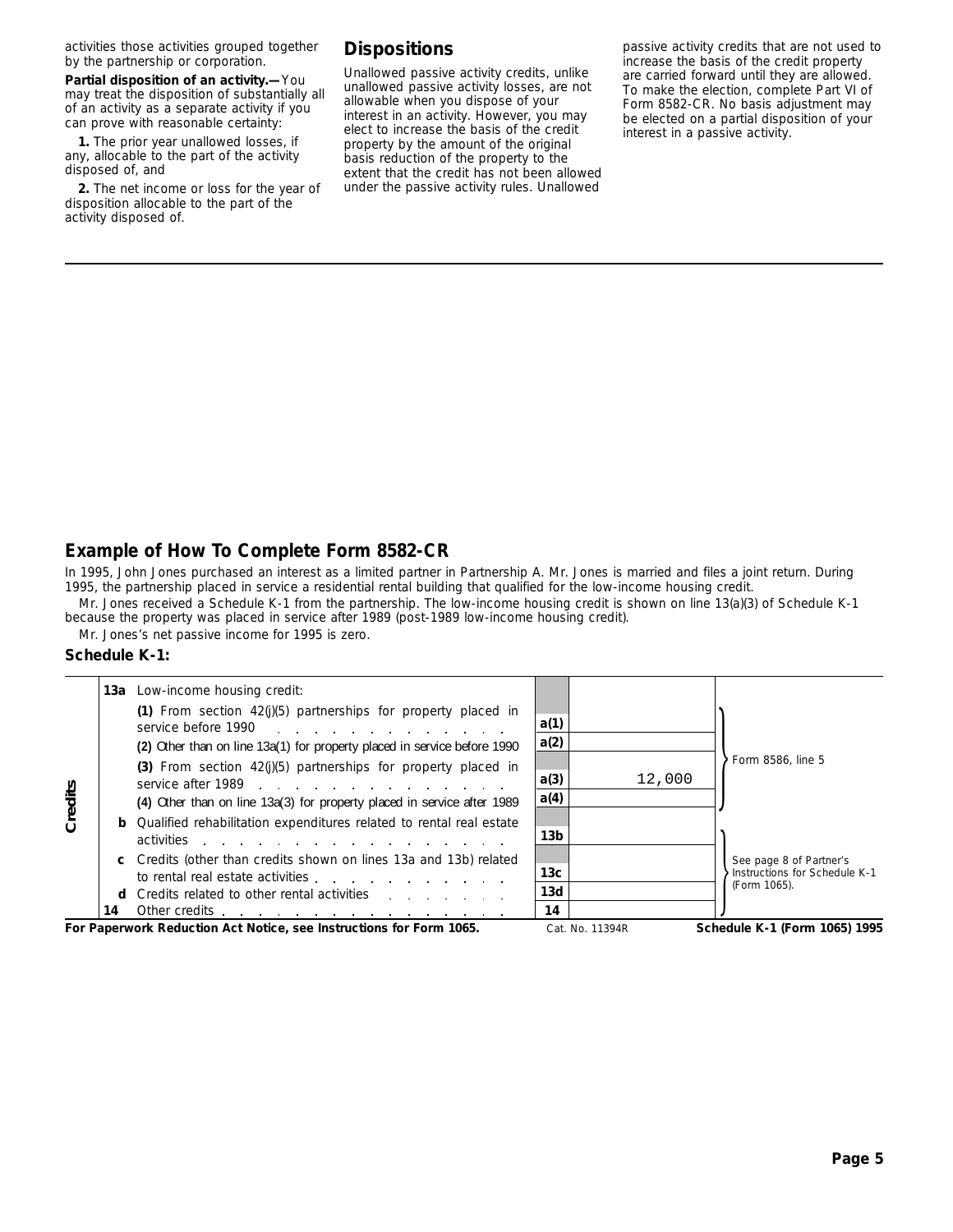activities those activities grouped together by the partnership or corporation.

**Partial disposition of an activity.—** You may treat the disposition of substantially all of an activity as a separate activity if you can prove with reasonable certainty:

**1.** The prior year unallowed losses, if any, allocable to the part of the activity disposed of, and

**2.** The net income or loss for the year of disposition allocable to the part of the activity disposed of.

## Dispositions

Unallowed passive activity credits, unlike unallowed passive activity losses, are not allowable when you dispose of your interest in an activity. However, you may elect to increase the basis of the credit property by the amount of the original basis reduction of the property to the extent that the credit has not been allowed under the passive activity rules. Unallowed passive activity credits that are not used to increase the basis of the credit property are carried forward until they are allowed. To make the election, complete Part VI of Form 8582-CR. No basis adjustment may be elected on a partial disposition of your interest in a passive activity.

## Example of How To Complete Form 8582-CR

In 1995, John Jones purchased an interest as a limited partner in Partnership A. Mr. Jones is married and files a joint return. During 1995, the partnership placed in service a residential rental building that qualified for the low-income housing credit.

Mr. Jones received a Schedule K-1 from the partnership. The low-income housing credit is shown on line 13(a)(3) of Schedule K-1 because the property was placed in service after 1989 (post-1989 low-income housing credit).

Mr. Jones's net passive income for 1995 is zero.

### Schedule K-1:

| | Line | Description | Box | Amount | |
|---|---|---|---|---|---|
| Credits | 13a | Low-income housing credit: | | | |
| | | (1) From section 42(j)(5) partnerships for property placed in service before 1990 | a(1) | | Form 8586, line 5 |
| | | (2) Other than on line 13a(1) for property placed in service before 1990 | a(2) | | |
| | | (3) From section 42(j)(5) partnerships for property placed in service after 1989 | a(3) | 12,000 | |
| | | (4) Other than on line 13a(3) for property placed in service after 1989 | a(4) | | |
| | b | Qualified rehabilitation expenditures related to rental real estate activities | 13b | | See page 8 of Partner's Instructions for Schedule K-1 (Form 1065). |
| | c | Credits (other than credits shown on lines 13a and 13b) related to rental real estate activities | 13c | | |
| | d | Credits related to other rental activities | 13d | | |
| | 14 | Other credits | 14 | | |

**For Paperwork Reduction Act Notice, see Instructions for Form 1065.** Cat. No. 11394R **Schedule K-1 (Form 1065) 1995**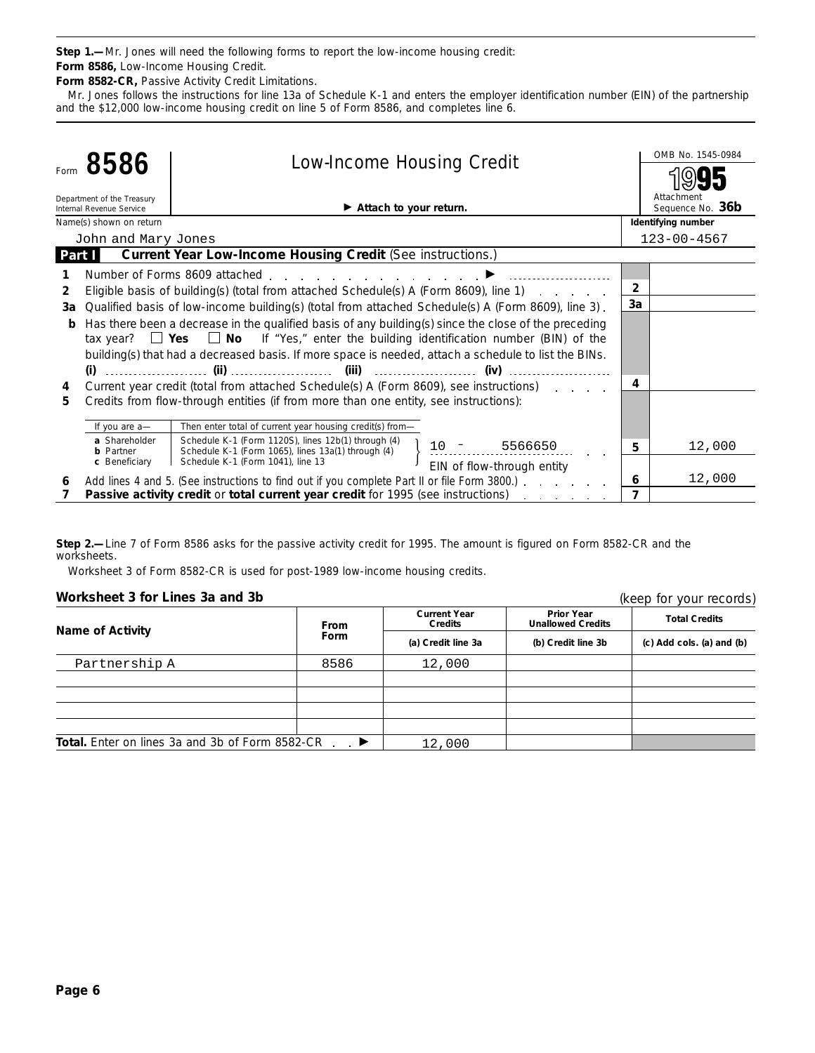**Step 1.—** Mr. Jones will need the following forms to report the low-income housing credit:

**Form 8586,** Low-Income Housing Credit.

**Form 8582-CR,** Passive Activity Credit Limitations.

Mr. Jones follows the instructions for line 13a of Schedule K-1 and enters the employer identification number (EIN) of the partnership and the $12,000 low-income housing credit on line 5 of Form 8586, and completes line 6.

---

Form **8586** — Department of the Treasury, Internal Revenue Service

# Low-Income Housing Credit

▶ **Attach to your return.**

OMB No. 1545-0984 — **1995** — Attachment Sequence No. **36b**

| Name(s) shown on return | Identifying number |
|---|---|
| John and Mary Jones | 123-00-4567 |

**Part I — Current Year Low-Income Housing Credit** (See instructions.)

| | | Line | Amount |
|---|---|---|---|
| 1 | Number of Forms 8609 attached ▶ | | |
| 2 | Eligible basis of building(s) (total from attached Schedule(s) A (Form 8609), line 1) | 2 | |
| 3a | Qualified basis of low-income building(s) (total from attached Schedule(s) A (Form 8609), line 3) | 3a | |
| b | Has there been a decrease in the qualified basis of any building(s) since the close of the preceding tax year? ☐ **Yes** ☐ **No** If "Yes," enter the building identification number (BIN) of the building(s) that had a decreased basis. If more space is needed, attach a schedule to list the BINs. **(i)** ______ **(ii)** ______ **(iii)** ______ **(iv)** ______ | | |
| 4 | Current year credit (total from attached Schedule(s) A (Form 8609), see instructions) | 4 | |
| 5 | Credits from flow-through entities (if from more than one entity, see instructions): | | |
| | If you are a— **a** Shareholder: Schedule K-1 (Form 1120S), lines 12b(1) through (4); **b** Partner: Schedule K-1 (Form 1065), lines 13a(1) through (4); **c** Beneficiary: Schedule K-1 (Form 1041), line 13 — Then enter total of current year housing credit(s) from— EIN of flow-through entity: 10 - 5566650 | 5 | 12,000 |
| 6 | Add lines 4 and 5. (See instructions to find out if you complete Part II or file Form 3800.) | 6 | 12,000 |
| 7 | **Passive activity credit** or **total current year credit** for 1995 (see instructions) | 7 | |

---

**Step 2.—** Line 7 of Form 8586 asks for the passive activity credit for 1995. The amount is figured on Form 8582-CR and the worksheets.

Worksheet 3 of Form 8582-CR is used for post-1989 low-income housing credits.

### Worksheet 3 for Lines 3a and 3b

(keep for your records)

| Name of Activity | From Form | Current Year Credits (a) Credit line 3a | Prior Year Unallowed Credits (b) Credit line 3b | Total Credits (c) Add cols. (a) and (b) |
|---|---|---|---|---|
| Partnership A | 8586 | 12,000 | | |
| | | | | |
| | | | | |
| | | | | |
| | | | | |
| **Total.** Enter on lines 3a and 3b of Form 8582-CR ▶ | | 12,000 | | |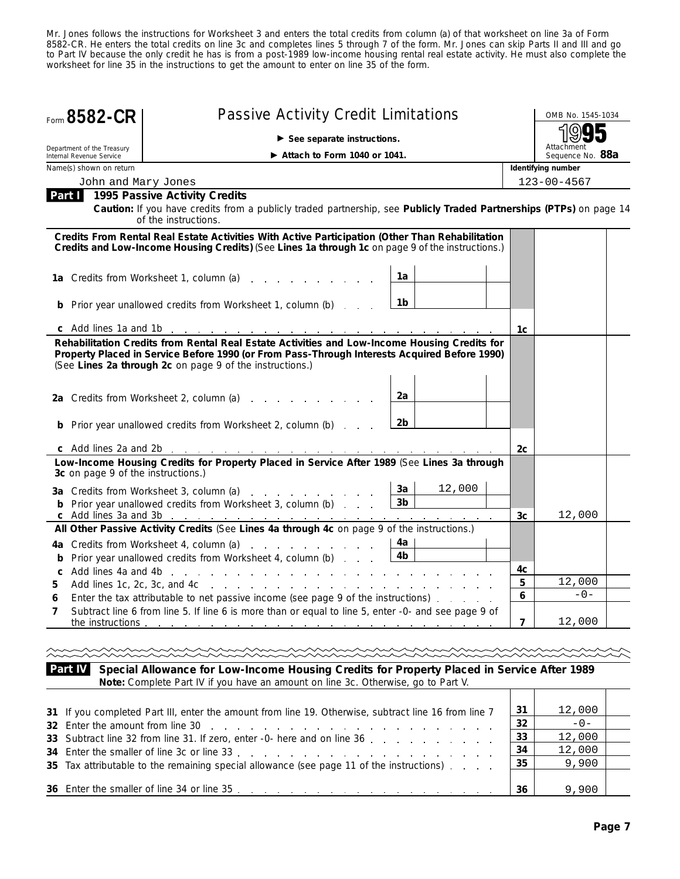Mr. Jones follows the instructions for Worksheet 3 and enters the total credits from column (a) of that worksheet on line 3a of Form 8582-CR. He enters the total credits on line 3c and completes lines 5 through 7 of the form. Mr. Jones can skip Parts II and III and go to Part IV because the only credit he has is from a post-1989 low-income housing rental real estate activity. He must also complete the worksheet for line 35 in the instructions to get the amount to enter on line 35 of the form.

# Form 8582-CR — Passive Activity Credit Limitations

Department of the Treasury, Internal Revenue Service

► See separate instructions.
► Attach to Form 1040 or 1041.

OMB No. 1545-1034 — 1995 — Attachment Sequence No. **88a**

Name(s) shown on return: John and Mary Jones — Identifying number: 123-00-4567

## Part I 1995 Passive Activity Credits

**Caution:** If you have credits from a publicly traded partnership, see **Publicly Traded Partnerships (PTPs)** on page 14 of the instructions.

**Credits From Rental Real Estate Activities With Active Participation (Other Than Rehabilitation Credits and Low-Income Housing Credits)** (See **Lines 1a through 1c** on page 9 of the instructions.)

| Line | Description | | Amount | | Total |
|---|---|---|---|---|---|
| 1a | Credits from Worksheet 1, column (a) | 1a | | | |
| b | Prior year unallowed credits from Worksheet 1, column (b) | 1b | | | |
| c | Add lines 1a and 1b | | | 1c | |

**Rehabilitation Credits from Rental Real Estate Activities and Low-Income Housing Credits for Property Placed in Service Before 1990 (or From Pass-Through Interests Acquired Before 1990)** (See **Lines 2a through 2c** on page 9 of the instructions.)

| Line | Description | | Amount | | Total |
|---|---|---|---|---|---|
| 2a | Credits from Worksheet 2, column (a) | 2a | | | |
| b | Prior year unallowed credits from Worksheet 2, column (b) | 2b | | | |
| c | Add lines 2a and 2b | | | 2c | |

**Low-Income Housing Credits for Property Placed in Service After 1989** (See **Lines 3a through 3c** on page 9 of the instructions.)

| Line | Description | | Amount | | Total |
|---|---|---|---|---|---|
| 3a | Credits from Worksheet 3, column (a) | 3a | 12,000 | | |
| b | Prior year unallowed credits from Worksheet 3, column (b) | 3b | | | |
| c | Add lines 3a and 3b | | | 3c | 12,000 |

**All Other Passive Activity Credits** (See **Lines 4a through 4c** on page 9 of the instructions.)

| Line | Description | | Amount | | Total |
|---|---|---|---|---|---|
| 4a | Credits from Worksheet 4, column (a) | 4a | | | |
| b | Prior year unallowed credits from Worksheet 4, column (b) | 4b | | | |
| c | Add lines 4a and 4b | | | 4c | |
| 5 | Add lines 1c, 2c, 3c, and 4c | | | 5 | 12,000 |
| 6 | Enter the tax attributable to net passive income (see page 9 of the instructions) | | | 6 | -0- |
| 7 | Subtract line 6 from line 5. If line 6 is more than or equal to line 5, enter -0- and see page 9 of the instructions | | | 7 | 12,000 |

## Part IV Special Allowance for Low-Income Housing Credits for Property Placed in Service After 1989

**Note:** Complete Part IV if you have an amount on line 3c. Otherwise, go to Part V.

| Line | Description | | Amount |
|---|---|---|---|
| 31 | If you completed Part III, enter the amount from line 19. Otherwise, subtract line 16 from line 7 | 31 | 12,000 |
| 32 | Enter the amount from line 30 | 32 | -0- |
| 33 | Subtract line 32 from line 31. If zero, enter -0- here and on line 36 | 33 | 12,000 |
| 34 | Enter the smaller of line 3c or line 33 | 34 | 12,000 |
| 35 | Tax attributable to the remaining special allowance (see page 11 of the instructions) | 35 | 9,900 |
| 36 | Enter the smaller of line 34 or line 35 | 36 | 9,900 |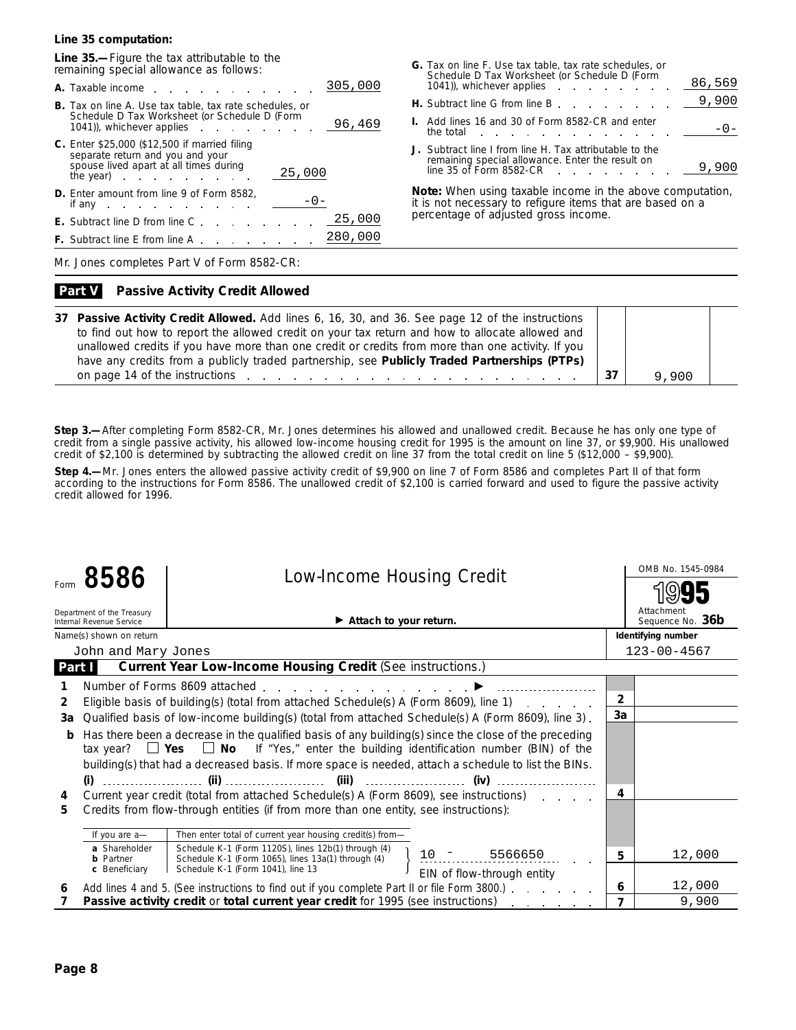**Line 35 computation:**

**Line 35.—** Figure the tax attributable to the remaining special allowance as follows:

| | | |
|---|---|---|
| **A.** Taxable income | | 305,000 |
| **B.** Tax on line A. Use tax table, tax rate schedules, or Schedule D Tax Worksheet (or Schedule D (Form 1041)), whichever applies | | 96,469 |
| **C.** Enter $25,000 ($12,500 if married filing separate return and you and your spouse lived apart at all times during the year) | 25,000 | |
| **D.** Enter amount from line 9 of Form 8582, if any | -0- | |
| **E.** Subtract line D from line C | | 25,000 |
| **F.** Subtract line E from line A | | 280,000 |
| **G.** Tax on line F. Use tax table, tax rate schedules, or Schedule D Tax Worksheet (or Schedule D (Form 1041)), whichever applies | | 86,569 |
| **H.** Subtract line G from line B | | 9,900 |
| **I.** Add lines 16 and 30 of Form 8582-CR and enter the total | | -0- |
| **J.** Subtract line I from line H. Tax attributable to the remaining special allowance. Enter the result on line 35 of Form 8582-CR | | 9,900 |

**Note:** When using taxable income in the above computation, it is not necessary to refigure items that are based on a percentage of adjusted gross income.

Mr. Jones completes Part V of Form 8582-CR:

**Part V — Passive Activity Credit Allowed**

| | | |
|---|---|---|
| **37 Passive Activity Credit Allowed.** Add lines 6, 16, 30, and 36. See page 12 of the instructions to find out how to report the allowed credit on your tax return and how to allocate allowed and unallowed credits if you have more than one credit or credits from more than one activity. If you have any credits from a publicly traded partnership, see **Publicly Traded Partnerships (PTPs)** on page 14 of the instructions | 37 | 9,900 |

**Step 3.—** After completing Form 8582-CR, Mr. Jones determines his allowed and unallowed credit. Because he has only one type of credit from a single passive activity, his allowed low-income housing credit for 1995 is the amount on line 37, or $9,900. His unallowed credit of $2,100 is determined by subtracting the allowed credit on line 37 from the total credit on line 5 ($12,000 – $9,900).

**Step 4.—** Mr. Jones enters the allowed passive activity credit of $9,900 on line 7 of Form 8586 and completes Part II of that form according to the instructions for Form 8586. The unallowed credit of $2,100 is carried forward and used to figure the passive activity credit allowed for 1996.

---

Form **8586** — **Low-Income Housing Credit** — OMB No. 1545-0984 — **1995**

Department of the Treasury, Internal Revenue Service — ▶ **Attach to your return.** — Attachment Sequence No. **36b**

Name(s) shown on return: John and Mary Jones — Identifying number: 123-00-4567

**Part I — Current Year Low-Income Housing Credit** (See instructions.)

| | | | |
|---|---|---|---|
| 1 | Number of Forms 8609 attached ▶ | | |
| 2 | Eligible basis of building(s) (total from attached Schedule(s) A (Form 8609), line 1) | 2 | |
| 3a | Qualified basis of low-income building(s) (total from attached Schedule(s) A (Form 8609), line 3) | 3a | |
| b | Has there been a decrease in the qualified basis of any building(s) since the close of the preceding tax year? ☐ **Yes** ☐ **No** If "Yes," enter the building identification number (BIN) of the building(s) that had a decreased basis. If more space is needed, attach a schedule to list the BINs. (i) ______ (ii) ______ (iii) ______ (iv) ______ | | |
| 4 | Current year credit (total from attached Schedule(s) A (Form 8609), see instructions) | 4 | |
| 5 | Credits from flow-through entities (if from more than one entity, see instructions): If you are a— **a** Shareholder: Then enter total of current year housing credit(s) from— Schedule K-1 (Form 1120S), lines 12b(1) through (4); **b** Partner: Schedule K-1 (Form 1065), lines 13a(1) through (4); **c** Beneficiary: Schedule K-1 (Form 1041), line 13 — 10 – 5566650 EIN of flow-through entity | 5 | 12,000 |
| 6 | Add lines 4 and 5. (See instructions to find out if you complete Part II or file Form 3800.) | 6 | 12,000 |
| 7 | **Passive activity credit** or **total current year credit** for 1995 (see instructions) | 7 | 9,900 |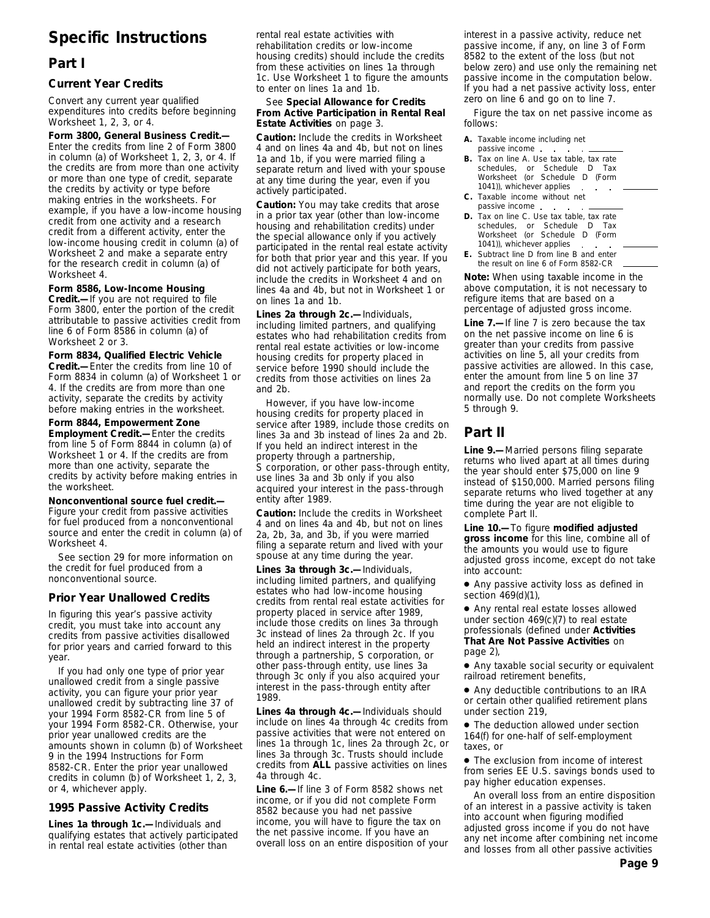# Specific Instructions

## Part I

### Current Year Credits

Convert any current year qualified expenditures into credits before beginning Worksheet 1, 2, 3, or 4.

**Form 3800, General Business Credit.—** Enter the credits from line 2 of Form 3800 in column (a) of Worksheet 1, 2, 3, or 4. If the credits are from more than one activity or more than one type of credit, separate the credits by activity or type before making entries in the worksheets. For example, if you have a low-income housing credit from one activity and a research credit from a different activity, enter the low-income housing credit in column (a) of Worksheet 2 and make a separate entry for the research credit in column (a) of Worksheet 4.

**Form 8586, Low-Income Housing Credit.—** If you are not required to file Form 3800, enter the portion of the credit attributable to passive activities credit from line 6 of Form 8586 in column (a) of Worksheet 2 or 3.

**Form 8834, Qualified Electric Vehicle Credit.—** Enter the credits from line 10 of Form 8834 in column (a) of Worksheet 1 or 4. If the credits are from more than one activity, separate the credits by activity before making entries in the worksheet.

**Form 8844, Empowerment Zone Employment Credit.—** Enter the credits from line 5 of Form 8844 in column (a) of Worksheet 1 or 4. If the credits are from more than one activity, separate the credits by activity before making entries in the worksheet.

**Nonconventional source fuel credit.—** Figure your credit from passive activities for fuel produced from a nonconventional source and enter the credit in column (a) of Worksheet 4.

See section 29 for more information on the credit for fuel produced from a nonconventional source.

### Prior Year Unallowed Credits

In figuring this year's passive activity credit, you must take into account any credits from passive activities disallowed for prior years and carried forward to this year.

If you had only one type of prior year unallowed credit from a single passive activity, you can figure your prior year unallowed credit by subtracting line 37 of your 1994 Form 8582-CR from line 5 of your 1994 Form 8582-CR. Otherwise, your prior year unallowed credits are the amounts shown in column (b) of Worksheet 9 in the 1994 Instructions for Form 8582-CR. Enter the prior year unallowed credits in column (b) of Worksheet 1, 2, 3, or 4, whichever apply.

### 1995 Passive Activity Credits

**Lines 1a through 1c.—** Individuals and qualifying estates that actively participated in rental real estate activities (other than rental real estate activities with rehabilitation credits or low-income housing credits) should include the credits from these activities on lines 1a through 1c. Use Worksheet 1 to figure the amounts to enter on lines 1a and 1b.

See **Special Allowance for Credits From Active Participation in Rental Real Estate Activities** on page 3.

**Caution:** Include the credits in Worksheet 4 and on lines 4a and 4b, but not on lines 1a and 1b, if you were married filing a separate return and lived with your spouse at any time during the year, even if you actively participated.

**Caution:** You may take credits that arose in a prior tax year (other than low-income housing and rehabilitation credits) under the special allowance only if you actively participated in the rental real estate activity for both that prior year and this year. If you did not actively participate for both years, include the credits in Worksheet 4 and on lines 4a and 4b, but not in Worksheet 1 or on lines 1a and 1b.

**Lines 2a through 2c.—** Individuals, including limited partners, and qualifying estates who had rehabilitation credits from rental real estate activities or low-income housing credits for property placed in service before 1990 should include the credits from those activities on lines 2a and 2b.

However, if you have low-income housing credits for property placed in service after 1989, include those credits on lines 3a and 3b instead of lines 2a and 2b. If you held an indirect interest in the property through a partnership, S corporation, or other pass-through entity, use lines 3a and 3b only if you also acquired your interest in the pass-through entity after 1989.

**Caution:** Include the credits in Worksheet 4 and on lines 4a and 4b, but not on lines 2a, 2b, 3a, and 3b, if you were married filing a separate return and lived with your spouse at any time during the year.

**Lines 3a through 3c.—** Individuals, including limited partners, and qualifying estates who had low-income housing credits from rental real estate activities for property placed in service after 1989, include those credits on lines 3a through 3c instead of lines 2a through 2c. If you held an indirect interest in the property through a partnership, S corporation, or other pass-through entity, use lines 3a through 3c only if you also acquired your interest in the pass-through entity after 1989.

**Lines 4a through 4c.—** Individuals should include on lines 4a through 4c credits from passive activities that were not entered on lines 1a through 1c, lines 2a through 2c, or lines 3a through 3c. Trusts should include credits from **ALL** passive activities on lines 4a through 4c.

**Line 6.—** If line 3 of Form 8582 shows net income, or if you did not complete Form 8582 because you had net passive income, you will have to figure the tax on the net passive income. If you have an overall loss on an entire disposition of your interest in a passive activity, reduce net passive income, if any, on line 3 of Form 8582 to the extent of the loss (but not below zero) and use only the remaining net passive income in the computation below. If you had a net passive activity loss, enter zero on line 6 and go on to line 7.

Figure the tax on net passive income as follows:

- **A.** Taxable income including net passive income . . . . . ________
- **B.** Tax on line A. Use tax table, tax rate schedules, or Schedule D Tax Worksheet (or Schedule D (Form 1041)), whichever applies . . . . ________
- **C.** Taxable income without net passive income . . . . . ________
- **D.** Tax on line C. Use tax table, tax rate schedules, or Schedule D Tax Worksheet (or Schedule D (Form 1041)), whichever applies . . . . ________
- **E.** Subtract line D from line B and enter the result on line 6 of Form 8582-CR ________

**Note:** When using taxable income in the above computation, it is not necessary to refigure items that are based on a percentage of adjusted gross income.

**Line 7.—** If line 7 is zero because the tax on the net passive income on line 6 is greater than your credits from passive activities on line 5, all your credits from passive activities are allowed. In this case, enter the amount from line 5 on line 37 and report the credits on the form you normally use. Do not complete Worksheets 5 through 9.

## Part II

**Line 9.—** Married persons filing separate returns who lived apart at all times during the year should enter $75,000 on line 9 instead of $150,000. Married persons filing separate returns who lived together at any time during the year are not eligible to complete Part II.

**Line 10.—** To figure **modified adjusted gross income** for this line, combine all of the amounts you would use to figure adjusted gross income, except do not take into account:

- Any passive activity loss as defined in section 469(d)(1),
- Any rental real estate losses allowed under section 469(c)(7) to real estate professionals (defined under **Activities That Are Not Passive Activities** on page 2),
- Any taxable social security or equivalent railroad retirement benefits,
- Any deductible contributions to an IRA or certain other qualified retirement plans under section 219,
- The deduction allowed under section 164(f) for one-half of self-employment taxes, or
- The exclusion from income of interest from series EE U.S. savings bonds used to pay higher education expenses.

An overall loss from an entire disposition of an interest in a passive activity is taken into account when figuring modified adjusted gross income if you do not have any net income after combining net income and losses from all other passive activities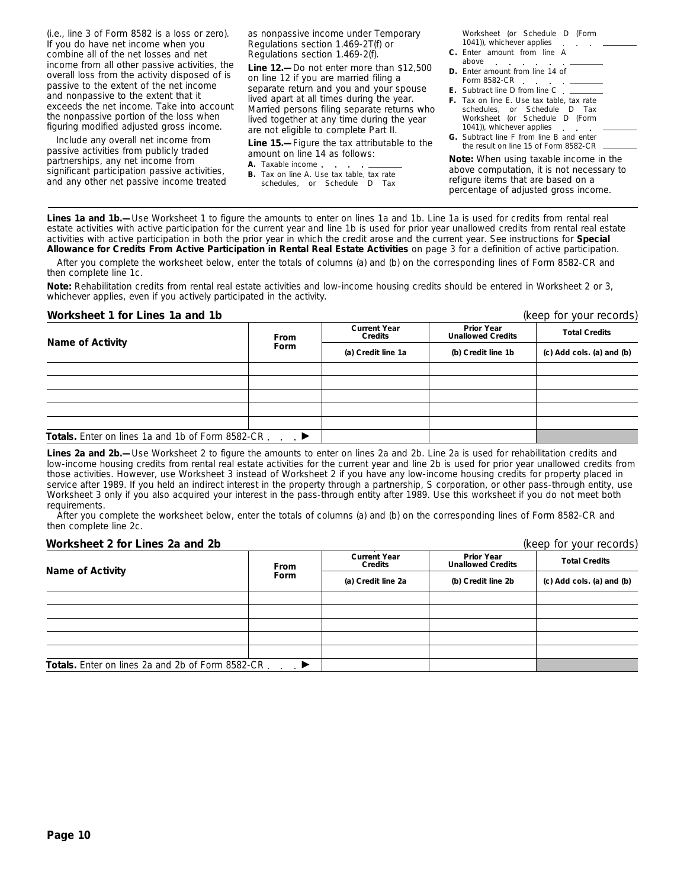(i.e., line 3 of Form 8582 is a loss or zero). If you do have net income when you combine all of the net losses and net income from all other passive activities, the overall loss from the activity disposed of is passive to the extent of the net income and nonpassive to the extent that it exceeds the net income. Take into account the nonpassive portion of the loss when figuring modified adjusted gross income.

Include any overall net income from passive activities from publicly traded partnerships, any net income from significant participation passive activities, and any other net passive income treated as nonpassive income under Temporary Regulations section 1.469-2T(f) or Regulations section 1.469-2(f).

**Line 12.—** Do not enter more than $12,500 on line 12 if you are married filing a separate return and you and your spouse lived apart at all times during the year. Married persons filing separate returns who lived together at any time during the year are not eligible to complete Part II.

**Line 15.—** Figure the tax attributable to the amount on line 14 as follows:

**A.** Taxable income . . . . ______

**B.** Tax on line A. Use tax table, tax rate schedules, or Schedule D Tax Worksheet (or Schedule D (Form 1041)), whichever applies . . . ______

**C.** Enter amount from line A above . . . . . . . ______

**D.** Enter amount from line 14 of Form 8582-CR . . . . ______

**E.** Subtract line D from line C . ______

**F.** Tax on line E. Use tax table, tax rate schedules, or Schedule D Tax Worksheet (or Schedule D (Form 1041)), whichever applies . . . ______

**G.** Subtract line F from line B and enter the result on line 15 of Form 8582-CR ______

**Note:** When using taxable income in the above computation, it is not necessary to refigure items that are based on a percentage of adjusted gross income.

**Lines 1a and 1b.—** Use Worksheet 1 to figure the amounts to enter on lines 1a and 1b. Line 1a is used for credits from rental real estate activities with active participation for the current year and line 1b is used for prior year unallowed credits from rental real estate activities with active participation in both the prior year in which the credit arose and the current year. See instructions for **Special Allowance for Credits From Active Participation in Rental Real Estate Activities** on page 3 for a definition of active participation.

After you complete the worksheet below, enter the totals of columns (a) and (b) on the corresponding lines of Form 8582-CR and then complete line 1c.

**Note:** Rehabilitation credits from rental real estate activities and low-income housing credits should be entered in Worksheet 2 or 3, whichever applies, even if you actively participated in the activity.

### Worksheet 1 for Lines 1a and 1b

(keep for your records)

| Name of Activity | From Form | Current Year Credits | Prior Year Unallowed Credits | Total Credits |
|---|---|---|---|---|
| | | (a) Credit line 1a | (b) Credit line 1b | (c) Add cols. (a) and (b) |
| | | | | |
| | | | | |
| | | | | |
| | | | | |
| | | | | |
| **Totals.** Enter on lines 1a and 1b of Form 8582-CR . . . ▶ | | | | |

**Lines 2a and 2b.—** Use Worksheet 2 to figure the amounts to enter on lines 2a and 2b. Line 2a is used for rehabilitation credits and low-income housing credits from rental real estate activities for the current year and line 2b is used for prior year unallowed credits from those activities. However, use Worksheet 3 instead of Worksheet 2 if you have any low-income housing credits for property placed in service after 1989. If you held an indirect interest in the property through a partnership, S corporation, or other pass-through entity, use Worksheet 3 only if you also acquired your interest in the pass-through entity after 1989. Use this worksheet if you do not meet both requirements.

After you complete the worksheet below, enter the totals of columns (a) and (b) on the corresponding lines of Form 8582-CR and then complete line 2c.

### Worksheet 2 for Lines 2a and 2b

(keep for your records)

| Name of Activity | From Form | Current Year Credits | Prior Year Unallowed Credits | Total Credits |
|---|---|---|---|---|
| | | (a) Credit line 2a | (b) Credit line 2b | (c) Add cols. (a) and (b) |
| | | | | |
| | | | | |
| | | | | |
| | | | | |
| | | | | |
| **Totals.** Enter on lines 2a and 2b of Form 8582-CR . . . ▶ | | | | |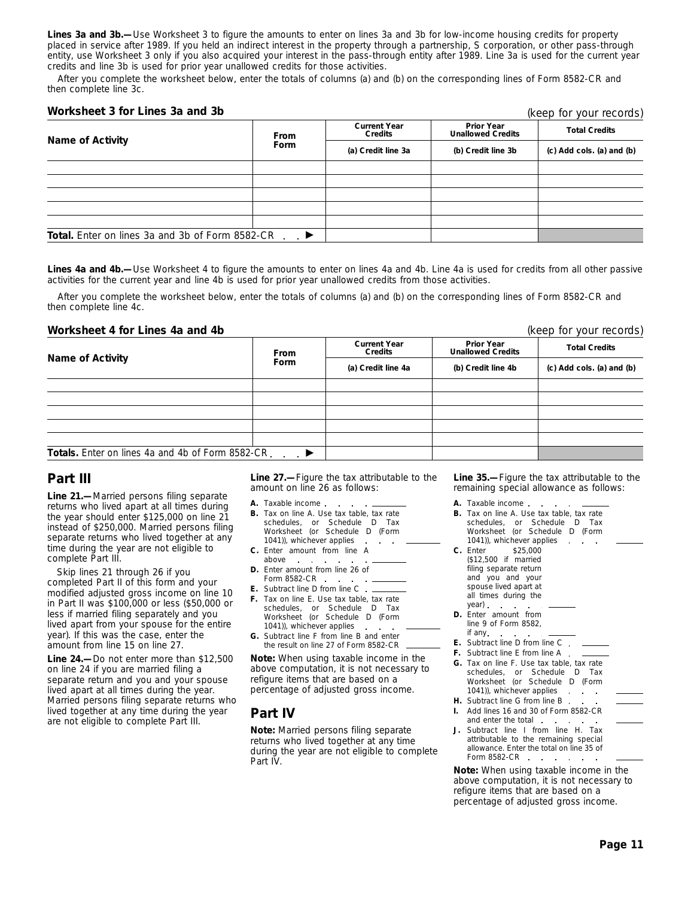**Lines 3a and 3b.—** Use Worksheet 3 to figure the amounts to enter on lines 3a and 3b for low-income housing credits for property placed in service after 1989. If you held an indirect interest in the property through a partnership, S corporation, or other pass-through entity, use Worksheet 3 only if you also acquired your interest in the pass-through entity after 1989. Line 3a is used for the current year credits and line 3b is used for prior year unallowed credits for those activities.

After you complete the worksheet below, enter the totals of columns (a) and (b) on the corresponding lines of Form 8582-CR and then complete line 3c.

### Worksheet 3 for Lines 3a and 3b

(keep for your records)

| Name of Activity | From Form | Current Year Credits (a) Credit line 3a | Prior Year Unallowed Credits (b) Credit line 3b | Total Credits (c) Add cols. (a) and (b) |
|---|---|---|---|---|
| | | | | |
| | | | | |
| | | | | |
| | | | | |
| | | | | |
| **Total.** Enter on lines 3a and 3b of Form 8582-CR . . ▶ | | | | |

**Lines 4a and 4b.—** Use Worksheet 4 to figure the amounts to enter on lines 4a and 4b. Line 4a is used for credits from all other passive activities for the current year and line 4b is used for prior year unallowed credits from those activities.

After you complete the worksheet below, enter the totals of columns (a) and (b) on the corresponding lines of Form 8582-CR and then complete line 4c.

### Worksheet 4 for Lines 4a and 4b

(keep for your records)

| Name of Activity | From Form | Current Year Credits (a) Credit line 4a | Prior Year Unallowed Credits (b) Credit line 4b | Total Credits (c) Add cols. (a) and (b) |
|---|---|---|---|---|
| | | | | |
| | | | | |
| | | | | |
| | | | | |
| | | | | |
| **Totals.** Enter on lines 4a and 4b of Form 8582-CR . . . ▶ | | | | |

## Part III

**Line 21.—** Married persons filing separate returns who lived apart at all times during the year should enter $125,000 on line 21 instead of $250,000. Married persons filing separate returns who lived together at any time during the year are not eligible to complete Part III.

Skip lines 21 through 26 if you completed Part II of this form and your modified adjusted gross income on line 10 in Part II was $100,000 or less ($50,000 or less if married filing separately and you lived apart from your spouse for the entire year). If this was the case, enter the amount from line 15 on line 27.

**Line 24.—** Do not enter more than $12,500 on line 24 if you are married filing a separate return and you and your spouse lived apart at all times during the year. Married persons filing separate returns who lived together at any time during the year are not eligible to complete Part III.

**Line 27.—** Figure the tax attributable to the amount on line 26 as follows:

- **A.** Taxable income . . . . ________
- **B.** Tax on line A. Use tax table, tax rate schedules, or Schedule D Tax Worksheet (or Schedule D (Form 1041)), whichever applies . . . ________
- **C.** Enter amount from line A above . . . . . . ________
- **D.** Enter amount from line 26 of Form 8582-CR . . . . ________
- **E.** Subtract line D from line C . ________
- **F.** Tax on line E. Use tax table, tax rate schedules, or Schedule D Tax Worksheet (or Schedule D (Form 1041)), whichever applies . . . ________
- **G.** Subtract line F from line B and enter the result on line 27 of Form 8582-CR ________

**Note:** When using taxable income in the above computation, it is not necessary to refigure items that are based on a percentage of adjusted gross income.

## Part IV

**Note:** Married persons filing separate returns who lived together at any time during the year are not eligible to complete Part IV.

**Line 35.—** Figure the tax attributable to the remaining special allowance as follows:

- **A.** Taxable income . . . . ________
- **B.** Tax on line A. Use tax table, tax rate schedules, or Schedule D Tax Worksheet (or Schedule D (Form 1041)), whichever applies . . . ________
- **C.** Enter $25,000 ($12,500 if married filing separate return and you and your spouse lived apart at all times during the year) . . . . ________
- **D.** Enter amount from line 9 of Form 8582, if any. . . . . ________
- **E.** Subtract line D from line C . ________
- **F.** Subtract line E from line A . ________
- **G.** Tax on line F. Use tax table, tax rate schedules, or Schedule D Tax Worksheet (or Schedule D (Form 1041)), whichever applies . . . ________
- **H.** Subtract line G from line B . . . ________
- **I.** Add lines 16 and 30 of Form 8582-CR and enter the total . . . . . ________
- **J.** Subtract line I from line H. Tax attributable to the remaining special allowance. Enter the total on line 35 of Form 8582-CR . . . . . . ________

**Note:** When using taxable income in the above computation, it is not necessary to refigure items that are based on a percentage of adjusted gross income.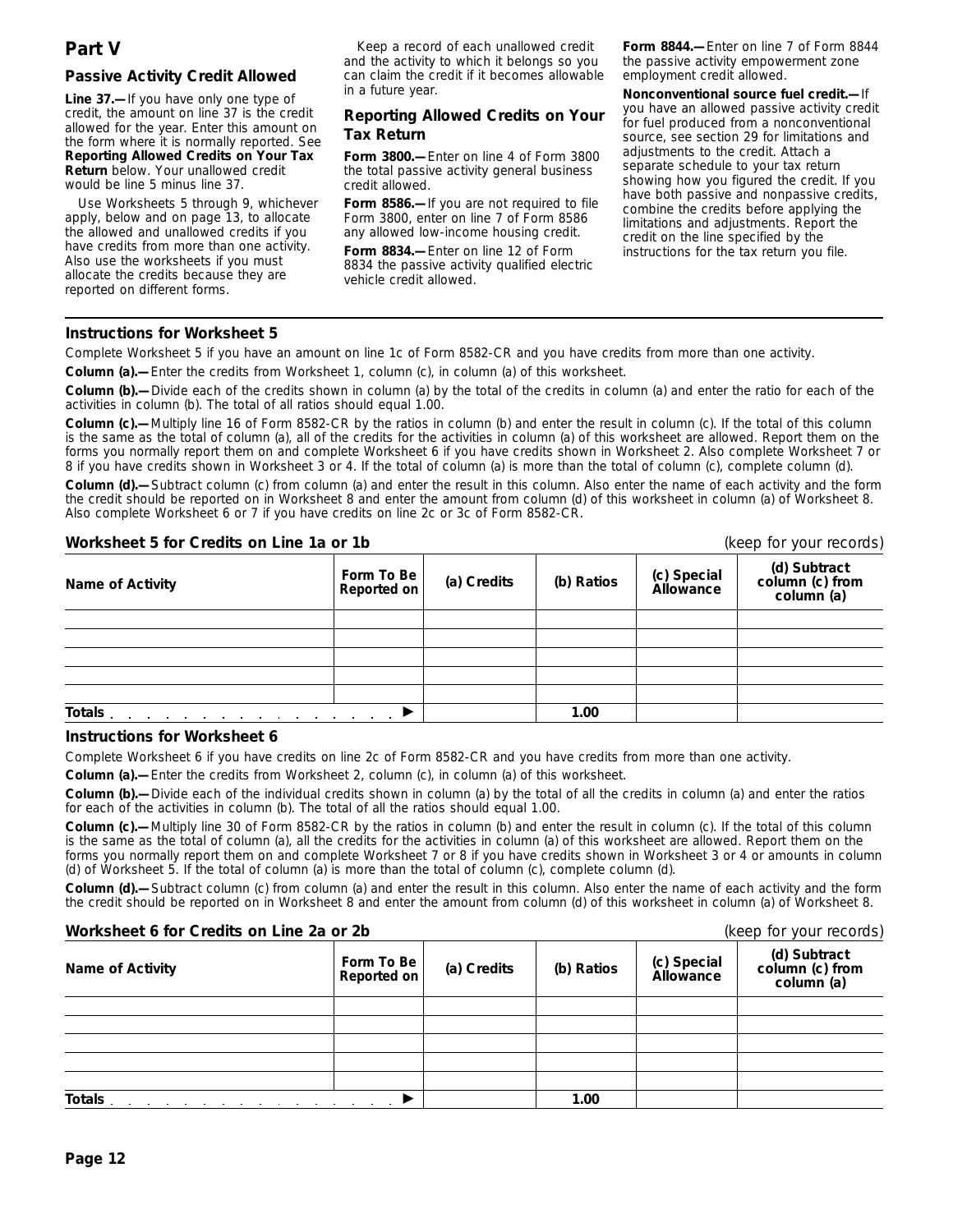## Part V

### Passive Activity Credit Allowed

**Line 37.—**If you have only one type of credit, the amount on line 37 is the credit allowed for the year. Enter this amount on the form where it is normally reported. See **Reporting Allowed Credits on Your Tax Return** below. Your unallowed credit would be line 5 minus line 37.

Use Worksheets 5 through 9, whichever apply, below and on page 13, to allocate the allowed and unallowed credits if you have credits from more than one activity. Also use the worksheets if you must allocate the credits because they are reported on different forms.

Keep a record of each unallowed credit and the activity to which it belongs so you can claim the credit if it becomes allowable in a future year.

### Reporting Allowed Credits on Your Tax Return

**Form 3800.—**Enter on line 4 of Form 3800 the total passive activity general business credit allowed.

**Form 8586.—**If you are not required to file Form 3800, enter on line 7 of Form 8586 any allowed low-income housing credit.

**Form 8834.—**Enter on line 12 of Form 8834 the passive activity qualified electric vehicle credit allowed.

**Form 8844.—**Enter on line 7 of Form 8844 the passive activity empowerment zone employment credit allowed.

**Nonconventional source fuel credit.—**If you have an allowed passive activity credit for fuel produced from a nonconventional source, see section 29 for limitations and adjustments to the credit. Attach a separate schedule to your tax return showing how you figured the credit. If you have both passive and nonpassive credits, combine the credits before applying the limitations and adjustments. Report the credit on the line specified by the instructions for the tax return you file.

### Instructions for Worksheet 5

Complete Worksheet 5 if you have an amount on line 1c of Form 8582-CR and you have credits from more than one activity.

**Column (a).—**Enter the credits from Worksheet 1, column (c), in column (a) of this worksheet.

**Column (b).—**Divide each of the credits shown in column (a) by the total of the credits in column (a) and enter the ratio for each of the activities in column (b). The total of all ratios should equal 1.00.

**Column (c).—**Multiply line 16 of Form 8582-CR by the ratios in column (b) and enter the result in column (c). If the total of this column is the same as the total of column (a), all of the credits for the activities in column (a) of this worksheet are allowed. Report them on the forms you normally report them on and complete Worksheet 6 if you have credits shown in Worksheet 2. Also complete Worksheet 7 or 8 if you have credits shown in Worksheet 3 or 4. If the total of column (a) is more than the total of column (c), complete column (d).

**Column (d).—**Subtract column (c) from column (a) and enter the result in this column. Also enter the name of each activity and the form the credit should be reported on in Worksheet 8 and enter the amount from column (d) of this worksheet in column (a) of Worksheet 8. Also complete Worksheet 6 or 7 if you have credits on line 2c or 3c of Form 8582-CR.

**Worksheet 5 for Credits on Line 1a or 1b** (keep for your records)

| Name of Activity | Form To Be Reported on | (a) Credits | (b) Ratios | (c) Special Allowance | (d) Subtract column (c) from column (a) |
|---|---|---|---|---|---|
| | | | | | |
| | | | | | |
| | | | | | |
| | | | | | |
| | | | | | |
| Totals ▶ | | | 1.00 | | |

### Instructions for Worksheet 6

Complete Worksheet 6 if you have credits on line 2c of Form 8582-CR and you have credits from more than one activity.

**Column (a).—**Enter the credits from Worksheet 2, column (c), in column (a) of this worksheet.

**Column (b).—**Divide each of the individual credits shown in column (a) by the total of all the credits in column (a) and enter the ratios for each of the activities in column (b). The total of all the ratios should equal 1.00.

**Column (c).—**Multiply line 30 of Form 8582-CR by the ratios in column (b) and enter the result in column (c). If the total of this column is the same as the total of column (a), all the credits for the activities in column (a) of this worksheet are allowed. Report them on the forms you normally report them on and complete Worksheet 7 or 8 if you have credits shown in Worksheet 3 or 4 or amounts in column (d) of Worksheet 5. If the total of column (a) is more than the total of column (c), complete column (d).

**Column (d).—**Subtract column (c) from column (a) and enter the result in this column. Also enter the name of each activity and the form the credit should be reported on in Worksheet 8 and enter the amount from column (d) of this worksheet in column (a) of Worksheet 8.

**Worksheet 6 for Credits on Line 2a or 2b** (keep for your records)

| Name of Activity | Form To Be Reported on | (a) Credits | (b) Ratios | (c) Special Allowance | (d) Subtract column (c) from column (a) |
|---|---|---|---|---|---|
| | | | | | |
| | | | | | |
| | | | | | |
| | | | | | |
| | | | | | |
| Totals ▶ | | | 1.00 | | |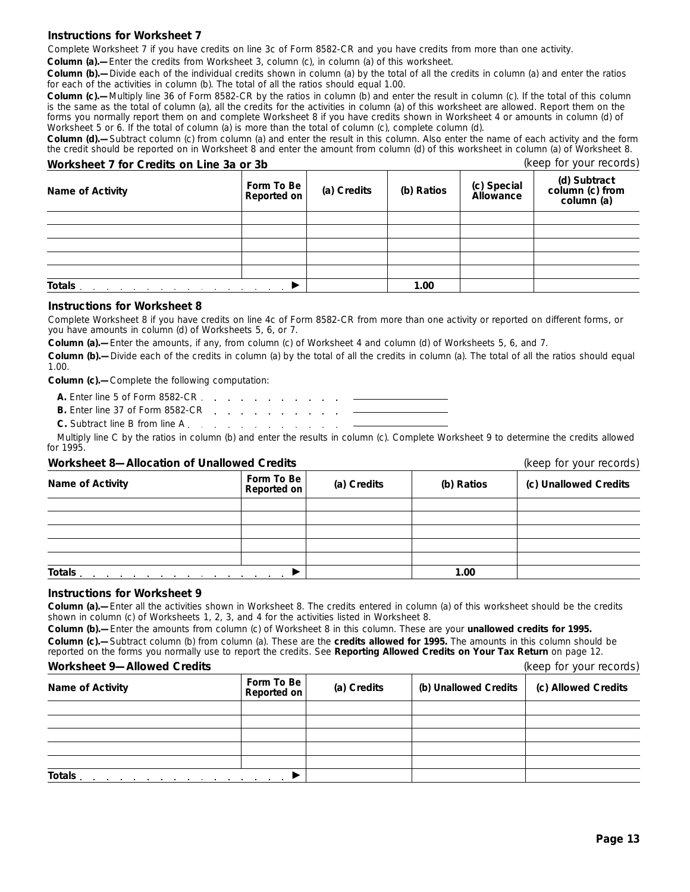### Instructions for Worksheet 7

Complete Worksheet 7 if you have credits on line 3c of Form 8582-CR and you have credits from more than one activity.

**Column (a).—** Enter the credits from Worksheet 3, column (c), in column (a) of this worksheet.

**Column (b).—** Divide each of the individual credits shown in column (a) by the total of all the credits in column (a) and enter the ratios for each of the activities in column (b). The total of all the ratios should equal 1.00.

**Column (c).—** Multiply line 36 of Form 8582-CR by the ratios in column (b) and enter the result in column (c). If the total of this column is the same as the total of column (a), all the credits for the activities in column (a) of this worksheet are allowed. Report them on the forms you normally report them on and complete Worksheet 8 if you have credits shown in Worksheet 4 or amounts in column (d) of Worksheet 5 or 6. If the total of column (a) is more than the total of column (c), complete column (d).

**Column (d).—** Subtract column (c) from column (a) and enter the result in this column. Also enter the name of each activity and the form the credit should be reported on in Worksheet 8 and enter the amount from column (d) of this worksheet in column (a) of Worksheet 8.

### Worksheet 7 for Credits on Line 3a or 3b

(keep for your records)

| Name of Activity | Form To Be Reported on | (a) Credits | (b) Ratios | (c) Special Allowance | (d) Subtract column (c) from column (a) |
|---|---|---|---|---|---|
| | | | | | |
| | | | | | |
| | | | | | |
| | | | | | |
| | | | | | |
| **Totals** . . . . . . . . . . . . . . . . ▶ | | | 1.00 | | |

### Instructions for Worksheet 8

Complete Worksheet 8 if you have credits on line 4c of Form 8582-CR from more than one activity or reported on different forms, or you have amounts in column (d) of Worksheets 5, 6, or 7.

**Column (a).—** Enter the amounts, if any, from column (c) of Worksheet 4 and column (d) of Worksheets 5, 6, and 7.

**Column (b).—** Divide each of the credits in column (a) by the total of all the credits in column (a). The total of all the ratios should equal 1.00.

**Column (c).—** Complete the following computation:

**A.** Enter line 5 of Form 8582-CR . . . . . . . . . . . . ________

**B.** Enter line 37 of Form 8582-CR . . . . . . . . . . . ________

**C.** Subtract line B from line A . . . . . . . . . . . . . ________

Multiply line C by the ratios in column (b) and enter the results in column (c). Complete Worksheet 9 to determine the credits allowed for 1995.

### Worksheet 8—Allocation of Unallowed Credits

(keep for your records)

| Name of Activity | Form To Be Reported on | (a) Credits | (b) Ratios | (c) Unallowed Credits |
|---|---|---|---|---|
| | | | | |
| | | | | |
| | | | | |
| | | | | |
| | | | | |
| **Totals** . . . . . . . . . . . . . . . . ▶ | | | 1.00 | |

### Instructions for Worksheet 9

**Column (a).—** Enter all the activities shown in Worksheet 8. The credits entered in column (a) of this worksheet should be the credits shown in column (c) of Worksheets 1, 2, 3, and 4 for the activities listed in Worksheet 8.

**Column (b).—** Enter the amounts from column (c) of Worksheet 8 in this column. These are your **unallowed credits for 1995.**

**Column (c).—** Subtract column (b) from column (a). These are the **credits allowed for 1995.** The amounts in this column should be reported on the forms you normally use to report the credits. See **Reporting Allowed Credits on Your Tax Return** on page 12.

### Worksheet 9—Allowed Credits

(keep for your records)

| Name of Activity | Form To Be Reported on | (a) Credits | (b) Unallowed Credits | (c) Allowed Credits |
|---|---|---|---|---|
| | | | | |
| | | | | |
| | | | | |
| | | | | |
| | | | | |
| **Totals** . . . . . . . . . . . . . . . . ▶ | | | | |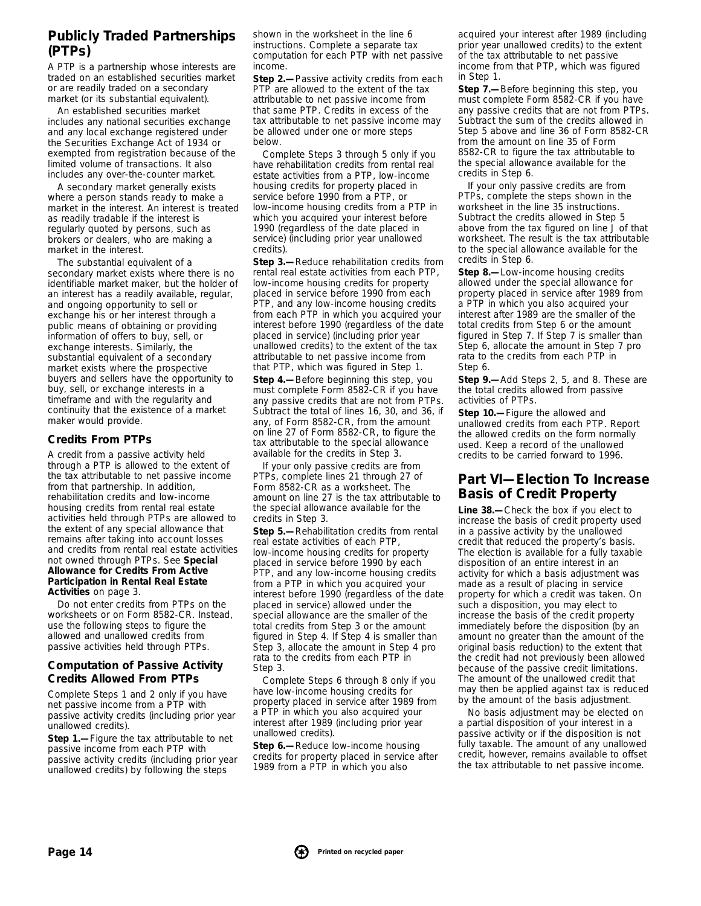## Publicly Traded Partnerships (PTPs)

A PTP is a partnership whose interests are traded on an established securities market or are readily traded on a secondary market (or its substantial equivalent).

An established securities market includes any national securities exchange and any local exchange registered under the Securities Exchange Act of 1934 or exempted from registration because of the limited volume of transactions. It also includes any over-the-counter market.

A secondary market generally exists where a person stands ready to make a market in the interest. An interest is treated as readily tradable if the interest is regularly quoted by persons, such as brokers or dealers, who are making a market in the interest.

The substantial equivalent of a secondary market exists where there is no identifiable market maker, but the holder of an interest has a readily available, regular, and ongoing opportunity to sell or exchange his or her interest through a public means of obtaining or providing information of offers to buy, sell, or exchange interests. Similarly, the substantial equivalent of a secondary market exists where the prospective buyers and sellers have the opportunity to buy, sell, or exchange interests in a timeframe and with the regularity and continuity that the existence of a market maker would provide.

### Credits From PTPs

A credit from a passive activity held through a PTP is allowed to the extent of the tax attributable to net passive income from that partnership. In addition, rehabilitation credits and low-income housing credits from rental real estate activities held through PTPs are allowed to the extent of any special allowance that remains after taking into account losses and credits from rental real estate activities not owned through PTPs. See **Special Allowance for Credits From Active Participation in Rental Real Estate Activities** on page 3.

Do not enter credits from PTPs on the worksheets or on Form 8582-CR. Instead, use the following steps to figure the allowed and unallowed credits from passive activities held through PTPs.

### Computation of Passive Activity Credits Allowed From PTPs

Complete Steps 1 and 2 only if you have net passive income from a PTP with passive activity credits (including prior year unallowed credits).

**Step 1.—** Figure the tax attributable to net passive income from each PTP with passive activity credits (including prior year unallowed credits) by following the steps shown in the worksheet in the line 6 instructions. Complete a separate tax computation for each PTP with net passive income.

**Step 2.—** Passive activity credits from each PTP are allowed to the extent of the tax attributable to net passive income from that same PTP. Credits in excess of the tax attributable to net passive income may be allowed under one or more steps below.

Complete Steps 3 through 5 only if you have rehabilitation credits from rental real estate activities from a PTP, low-income housing credits for property placed in service before 1990 from a PTP, or low-income housing credits from a PTP in which you acquired your interest before 1990 (regardless of the date placed in service) (including prior year unallowed credits).

**Step 3.—** Reduce rehabilitation credits from rental real estate activities from each PTP, low-income housing credits for property placed in service before 1990 from each PTP, and any low-income housing credits from each PTP in which you acquired your interest before 1990 (regardless of the date placed in service) (including prior year unallowed credits) to the extent of the tax attributable to net passive income from that PTP, which was figured in Step 1.

**Step 4.—** Before beginning this step, you must complete Form 8582-CR if you have any passive credits that are not from PTPs. Subtract the total of lines 16, 30, and 36, if any, of Form 8582-CR, from the amount on line 27 of Form 8582-CR, to figure the tax attributable to the special allowance available for the credits in Step 3.

If your only passive credits are from PTPs, complete lines 21 through 27 of Form 8582-CR as a worksheet. The amount on line 27 is the tax attributable to the special allowance available for the credits in Step 3.

**Step 5.—** Rehabilitation credits from rental real estate activities of each PTP, low-income housing credits for property placed in service before 1990 by each PTP, and any low-income housing credits from a PTP in which you acquired your interest before 1990 (regardless of the date placed in service) allowed under the special allowance are the smaller of the total credits from Step 3 or the amount figured in Step 4. If Step 4 is smaller than Step 3, allocate the amount in Step 4 pro rata to the credits from each PTP in Step 3.

Complete Steps 6 through 8 only if you have low-income housing credits for property placed in service after 1989 from a PTP in which you also acquired your interest after 1989 (including prior year unallowed credits).

**Step 6.—** Reduce low-income housing credits for property placed in service after 1989 from a PTP in which you also acquired your interest after 1989 (including prior year unallowed credits) to the extent of the tax attributable to net passive income from that PTP, which was figured in Step 1.

**Step 7.—** Before beginning this step, you must complete Form 8582-CR if you have any passive credits that are not from PTPs. Subtract the sum of the credits allowed in Step 5 above and line 36 of Form 8582-CR from the amount on line 35 of Form 8582-CR to figure the tax attributable to the special allowance available for the credits in Step 6.

If your only passive credits are from PTPs, complete the steps shown in the worksheet in the line 35 instructions. Subtract the credits allowed in Step 5 above from the tax figured on line J of that worksheet. The result is the tax attributable to the special allowance available for the credits in Step 6.

**Step 8.—** Low-income housing credits allowed under the special allowance for property placed in service after 1989 from a PTP in which you also acquired your interest after 1989 are the smaller of the total credits from Step 6 or the amount figured in Step 7. If Step 7 is smaller than Step 6, allocate the amount in Step 7 pro rata to the credits from each PTP in Step 6.

**Step 9.—** Add Steps 2, 5, and 8. These are the total credits allowed from passive activities of PTPs.

**Step 10.—** Figure the allowed and unallowed credits from each PTP. Report the allowed credits on the form normally used. Keep a record of the unallowed credits to be carried forward to 1996.

## Part VI—Election To Increase Basis of Credit Property

**Line 38.—** Check the box if you elect to increase the basis of credit property used in a passive activity by the unallowed credit that reduced the property's basis. The election is available for a fully taxable disposition of an entire interest in an activity for which a basis adjustment was made as a result of placing in service property for which a credit was taken. On such a disposition, you may elect to increase the basis of the credit property immediately before the disposition (by an amount no greater than the amount of the original basis reduction) to the extent that the credit had not previously been allowed because of the passive credit limitations. The amount of the unallowed credit that may then be applied against tax is reduced by the amount of the basis adjustment.

No basis adjustment may be elected on a partial disposition of your interest in a passive activity or if the disposition is not fully taxable. The amount of any unallowed credit, however, remains available to offset the tax attributable to net passive income.

Printed on recycled paper